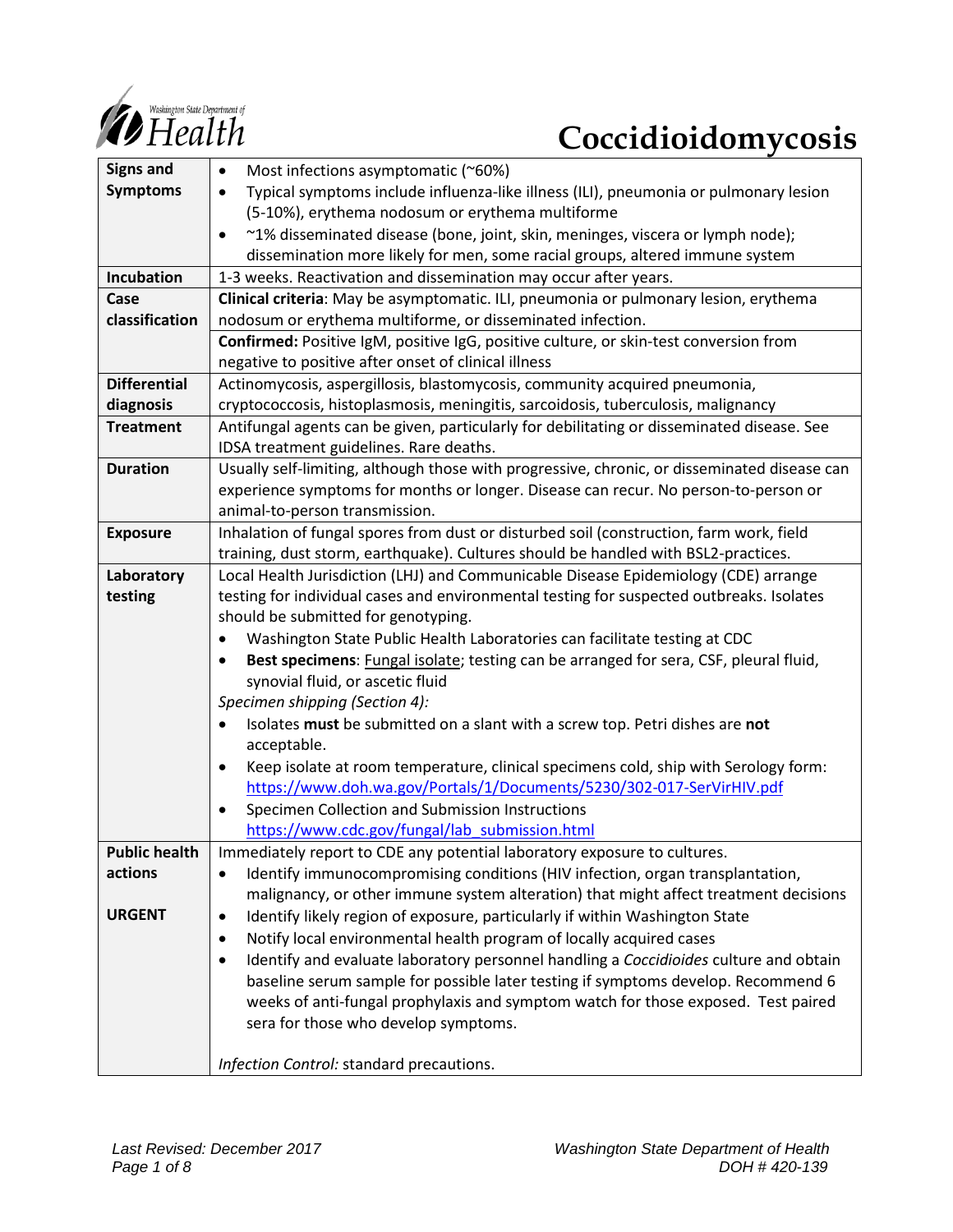# Coccidioidomycosis

| | |
|---|---|
| **Signs and Symptoms** | • Most infections asymptomatic (~60%)<br>• Typical symptoms include influenza-like illness (ILI), pneumonia or pulmonary lesion (5-10%), erythema nodosum or erythema multiforme<br>• ~1% disseminated disease (bone, joint, skin, meninges, viscera or lymph node); dissemination more likely for men, some racial groups, altered immune system |
| **Incubation** | 1-3 weeks. Reactivation and dissemination may occur after years. |
| **Case classification** | **Clinical criteria**: May be asymptomatic. ILI, pneumonia or pulmonary lesion, erythema nodosum or erythema multiforme, or disseminated infection. |
| | **Confirmed:** Positive IgM, positive IgG, positive culture, or skin-test conversion from negative to positive after onset of clinical illness |
| **Differential diagnosis** | Actinomycosis, aspergillosis, blastomycosis, community acquired pneumonia, cryptococcosis, histoplasmosis, meningitis, sarcoidosis, tuberculosis, malignancy |
| **Treatment** | Antifungal agents can be given, particularly for debilitating or disseminated disease. See IDSA treatment guidelines. Rare deaths. |
| **Duration** | Usually self-limiting, although those with progressive, chronic, or disseminated disease can experience symptoms for months or longer. Disease can recur. No person-to-person or animal-to-person transmission. |
| **Exposure** | Inhalation of fungal spores from dust or disturbed soil (construction, farm work, field training, dust storm, earthquake). Cultures should be handled with BSL2-practices. |
| **Laboratory testing** | Local Health Jurisdiction (LHJ) and Communicable Disease Epidemiology (CDE) arrange testing for individual cases and environmental testing for suspected outbreaks. Isolates should be submitted for genotyping.<br>• Washington State Public Health Laboratories can facilitate testing at CDC<br>• **Best specimens**: Fungal isolate; testing can be arranged for sera, CSF, pleural fluid, synovial fluid, or ascetic fluid<br>*Specimen shipping (Section 4):*<br>• Isolates **must** be submitted on a slant with a screw top. Petri dishes are **not** acceptable.<br>• Keep isolate at room temperature, clinical specimens cold, ship with Serology form: https://www.doh.wa.gov/Portals/1/Documents/5230/302-017-SerVirHIV.pdf<br>• Specimen Collection and Submission Instructions https://www.cdc.gov/fungal/lab_submission.html |
| **Public health actions**<br><br>**URGENT** | Immediately report to CDE any potential laboratory exposure to cultures.<br>• Identify immunocompromising conditions (HIV infection, organ transplantation, malignancy, or other immune system alteration) that might affect treatment decisions<br>• Identify likely region of exposure, particularly if within Washington State<br>• Notify local environmental health program of locally acquired cases<br>• Identify and evaluate laboratory personnel handling a *Coccidioides* culture and obtain baseline serum sample for possible later testing if symptoms develop. Recommend 6 weeks of anti-fungal prophylaxis and symptom watch for those exposed. Test paired sera for those who develop symptoms.<br><br>*Infection Control:* standard precautions. |

*Last Revised: December 2017*

Washington State Department of Health
DOH # 420-139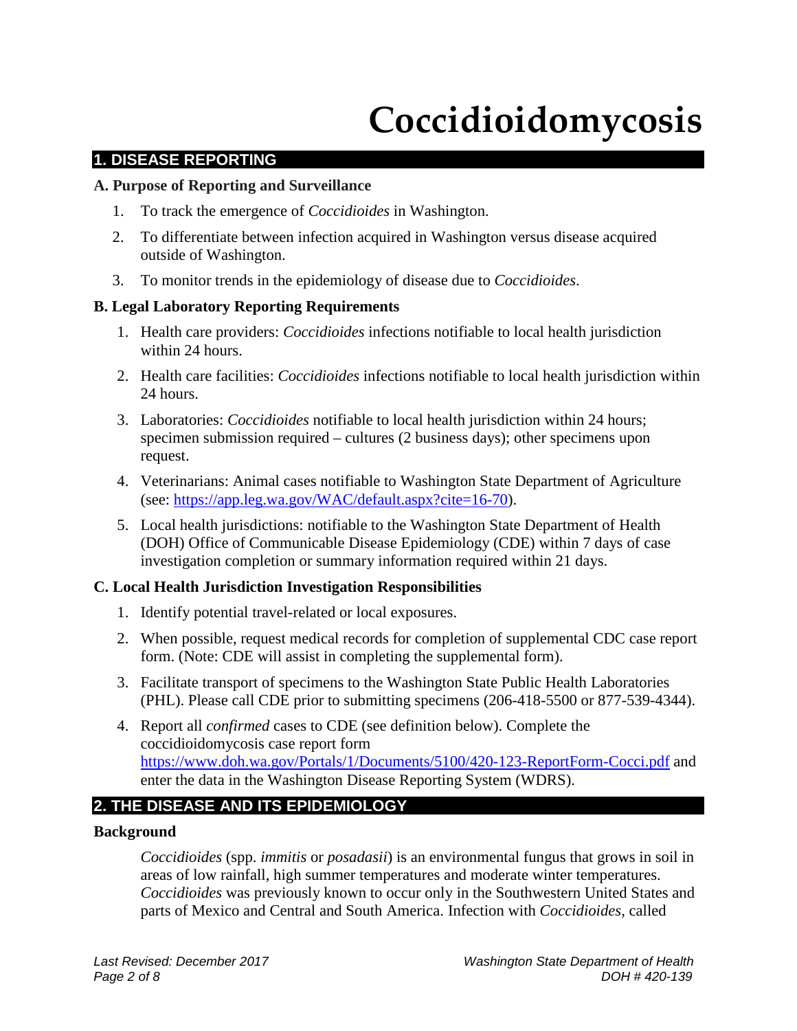# Coccidioidomycosis

## 1. DISEASE REPORTING

### A. Purpose of Reporting and Surveillance

1. To track the emergence of *Coccidioides* in Washington.
2. To differentiate between infection acquired in Washington versus disease acquired outside of Washington.
3. To monitor trends in the epidemiology of disease due to *Coccidioides*.

### B. Legal Laboratory Reporting Requirements

1. Health care providers: *Coccidioides* infections notifiable to local health jurisdiction within 24 hours.
2. Health care facilities: *Coccidioides* infections notifiable to local health jurisdiction within 24 hours.
3. Laboratories: *Coccidioides* notifiable to local health jurisdiction within 24 hours; specimen submission required – cultures (2 business days); other specimens upon request.
4. Veterinarians: Animal cases notifiable to Washington State Department of Agriculture (see: https://app.leg.wa.gov/WAC/default.aspx?cite=16-70).
5. Local health jurisdictions: notifiable to the Washington State Department of Health (DOH) Office of Communicable Disease Epidemiology (CDE) within 7 days of case investigation completion or summary information required within 21 days.

### C. Local Health Jurisdiction Investigation Responsibilities

1. Identify potential travel-related or local exposures.
2. When possible, request medical records for completion of supplemental CDC case report form. (Note: CDE will assist in completing the supplemental form).
3. Facilitate transport of specimens to the Washington State Public Health Laboratories (PHL). Please call CDE prior to submitting specimens (206-418-5500 or 877-539-4344).
4. Report all *confirmed* cases to CDE (see definition below). Complete the coccidioidomycosis case report form https://www.doh.wa.gov/Portals/1/Documents/5100/420-123-ReportForm-Cocci.pdf and enter the data in the Washington Disease Reporting System (WDRS).

## 2. THE DISEASE AND ITS EPIDEMIOLOGY

### Background

*Coccidioides* (spp. *immitis* or *posadasii*) is an environmental fungus that grows in soil in areas of low rainfall, high summer temperatures and moderate winter temperatures. *Coccidioides* was previously known to occur only in the Southwestern United States and parts of Mexico and Central and South America. Infection with *Coccidioides*, called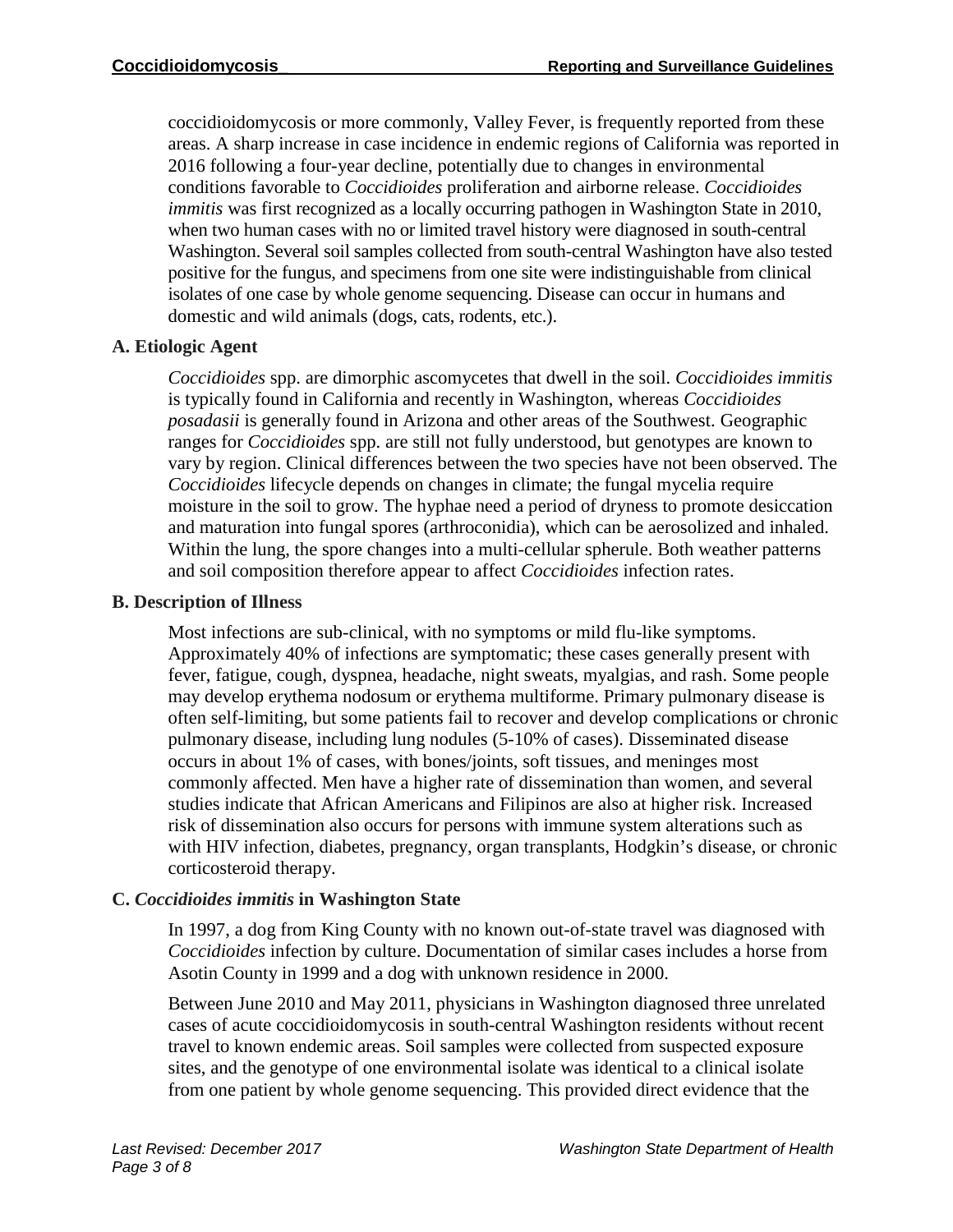coccidioidomycosis or more commonly, Valley Fever, is frequently reported from these areas. A sharp increase in case incidence in endemic regions of California was reported in 2016 following a four-year decline, potentially due to changes in environmental conditions favorable to *Coccidioides* proliferation and airborne release. *Coccidioides immitis* was first recognized as a locally occurring pathogen in Washington State in 2010, when two human cases with no or limited travel history were diagnosed in south-central Washington. Several soil samples collected from south-central Washington have also tested positive for the fungus, and specimens from one site were indistinguishable from clinical isolates of one case by whole genome sequencing. Disease can occur in humans and domestic and wild animals (dogs, cats, rodents, etc.).

### A. Etiologic Agent

*Coccidioides* spp. are dimorphic ascomycetes that dwell in the soil. *Coccidioides immitis* is typically found in California and recently in Washington, whereas *Coccidioides posadasii* is generally found in Arizona and other areas of the Southwest. Geographic ranges for *Coccidioides* spp. are still not fully understood, but genotypes are known to vary by region. Clinical differences between the two species have not been observed. The *Coccidioides* lifecycle depends on changes in climate; the fungal mycelia require moisture in the soil to grow. The hyphae need a period of dryness to promote desiccation and maturation into fungal spores (arthroconidia), which can be aerosolized and inhaled. Within the lung, the spore changes into a multi-cellular spherule. Both weather patterns and soil composition therefore appear to affect *Coccidioides* infection rates.

### B. Description of Illness

Most infections are sub-clinical, with no symptoms or mild flu-like symptoms. Approximately 40% of infections are symptomatic; these cases generally present with fever, fatigue, cough, dyspnea, headache, night sweats, myalgias, and rash. Some people may develop erythema nodosum or erythema multiforme. Primary pulmonary disease is often self-limiting, but some patients fail to recover and develop complications or chronic pulmonary disease, including lung nodules (5-10% of cases). Disseminated disease occurs in about 1% of cases, with bones/joints, soft tissues, and meninges most commonly affected. Men have a higher rate of dissemination than women, and several studies indicate that African Americans and Filipinos are also at higher risk. Increased risk of dissemination also occurs for persons with immune system alterations such as with HIV infection, diabetes, pregnancy, organ transplants, Hodgkin's disease, or chronic corticosteroid therapy.

### C. *Coccidioides immitis* in Washington State

In 1997, a dog from King County with no known out-of-state travel was diagnosed with *Coccidioides* infection by culture. Documentation of similar cases includes a horse from Asotin County in 1999 and a dog with unknown residence in 2000.

Between June 2010 and May 2011, physicians in Washington diagnosed three unrelated cases of acute coccidioidomycosis in south-central Washington residents without recent travel to known endemic areas. Soil samples were collected from suspected exposure sites, and the genotype of one environmental isolate was identical to a clinical isolate from one patient by whole genome sequencing. This provided direct evidence that the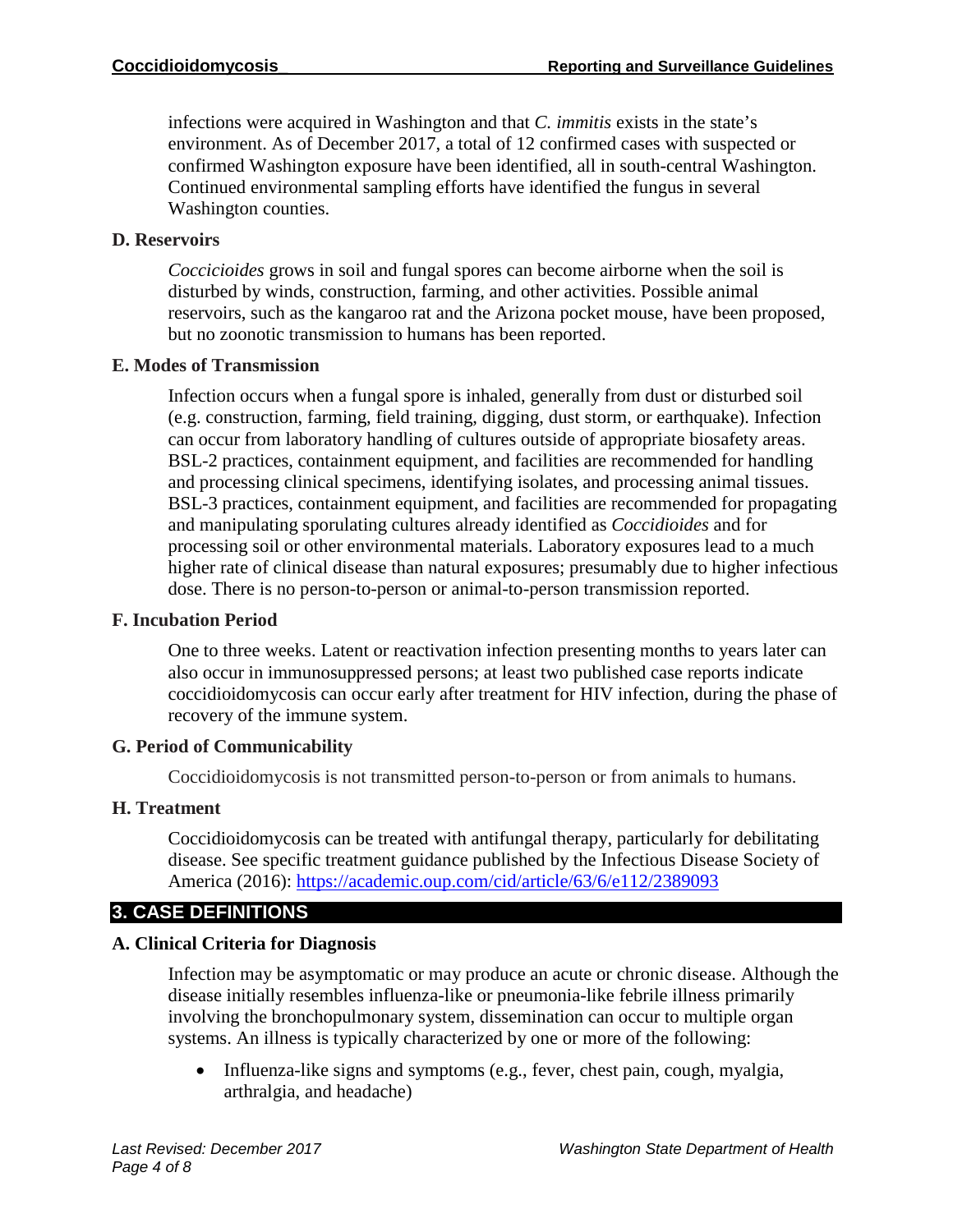infections were acquired in Washington and that *C. immitis* exists in the state's environment. As of December 2017, a total of 12 confirmed cases with suspected or confirmed Washington exposure have been identified, all in south-central Washington. Continued environmental sampling efforts have identified the fungus in several Washington counties.

### D. Reservoirs

*Coccicioides* grows in soil and fungal spores can become airborne when the soil is disturbed by winds, construction, farming, and other activities. Possible animal reservoirs, such as the kangaroo rat and the Arizona pocket mouse, have been proposed, but no zoonotic transmission to humans has been reported.

### E. Modes of Transmission

Infection occurs when a fungal spore is inhaled, generally from dust or disturbed soil (e.g. construction, farming, field training, digging, dust storm, or earthquake). Infection can occur from laboratory handling of cultures outside of appropriate biosafety areas. BSL-2 practices, containment equipment, and facilities are recommended for handling and processing clinical specimens, identifying isolates, and processing animal tissues. BSL-3 practices, containment equipment, and facilities are recommended for propagating and manipulating sporulating cultures already identified as *Coccidioides* and for processing soil or other environmental materials. Laboratory exposures lead to a much higher rate of clinical disease than natural exposures; presumably due to higher infectious dose. There is no person-to-person or animal-to-person transmission reported.

### F. Incubation Period

One to three weeks. Latent or reactivation infection presenting months to years later can also occur in immunosuppressed persons; at least two published case reports indicate coccidioidomycosis can occur early after treatment for HIV infection, during the phase of recovery of the immune system.

### G. Period of Communicability

Coccidioidomycosis is not transmitted person-to-person or from animals to humans.

### H. Treatment

Coccidioidomycosis can be treated with antifungal therapy, particularly for debilitating disease. See specific treatment guidance published by the Infectious Disease Society of America (2016): https://academic.oup.com/cid/article/63/6/e112/2389093

## 3. CASE DEFINITIONS

### A. Clinical Criteria for Diagnosis

Infection may be asymptomatic or may produce an acute or chronic disease. Although the disease initially resembles influenza-like or pneumonia-like febrile illness primarily involving the bronchopulmonary system, dissemination can occur to multiple organ systems. An illness is typically characterized by one or more of the following:

- Influenza-like signs and symptoms (e.g., fever, chest pain, cough, myalgia, arthralgia, and headache)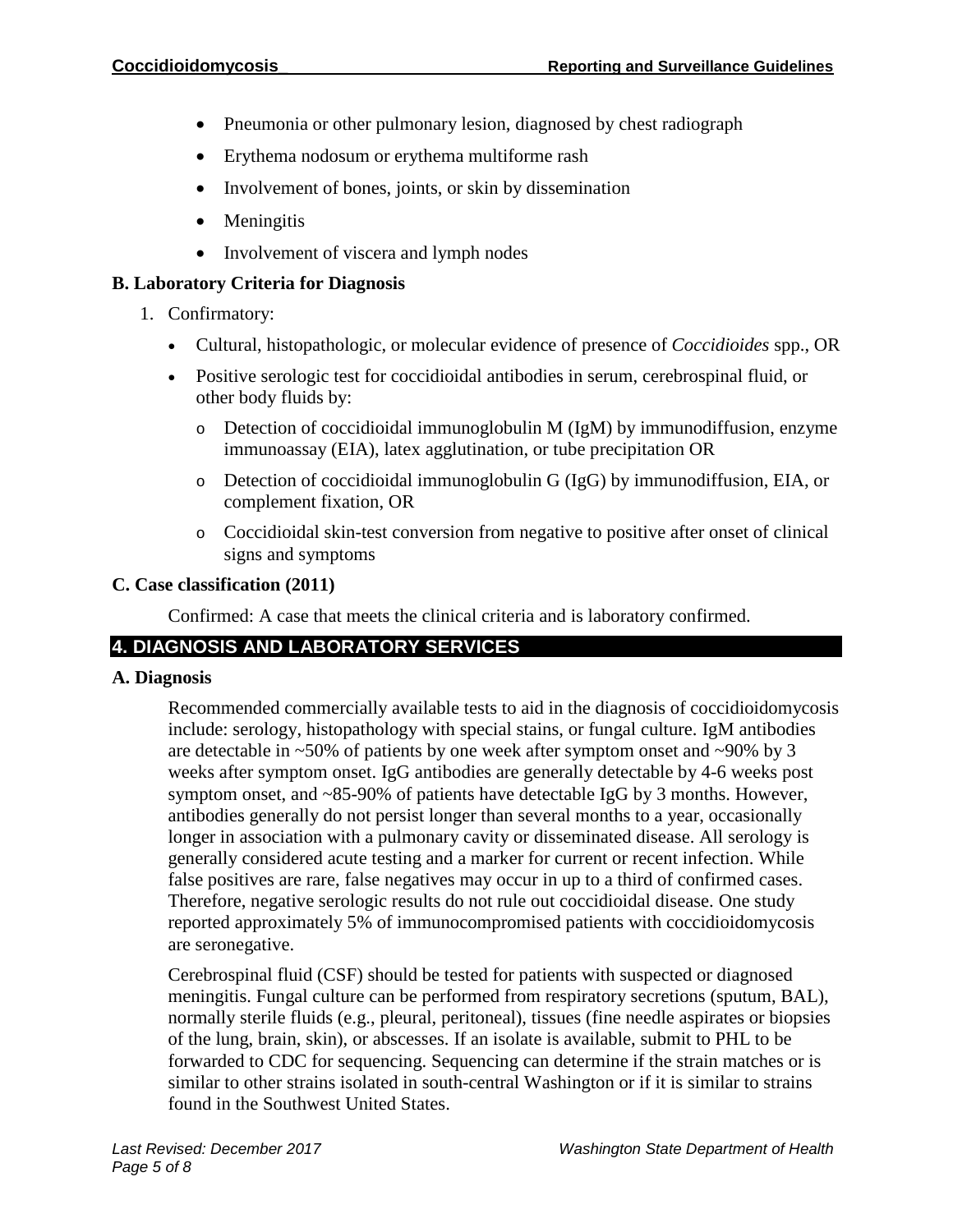- Pneumonia or other pulmonary lesion, diagnosed by chest radiograph
- Erythema nodosum or erythema multiforme rash
- Involvement of bones, joints, or skin by dissemination
- Meningitis
- Involvement of viscera and lymph nodes

### B. Laboratory Criteria for Diagnosis

1. Confirmatory:
   - Cultural, histopathologic, or molecular evidence of presence of *Coccidioides* spp., OR
   - Positive serologic test for coccidioidal antibodies in serum, cerebrospinal fluid, or other body fluids by:
     - Detection of coccidioidal immunoglobulin M (IgM) by immunodiffusion, enzyme immunoassay (EIA), latex agglutination, or tube precipitation OR
     - Detection of coccidioidal immunoglobulin G (IgG) by immunodiffusion, EIA, or complement fixation, OR
     - Coccidioidal skin-test conversion from negative to positive after onset of clinical signs and symptoms

### C. Case classification (2011)

Confirmed: A case that meets the clinical criteria and is laboratory confirmed.

## 4. DIAGNOSIS AND LABORATORY SERVICES

### A. Diagnosis

Recommended commercially available tests to aid in the diagnosis of coccidioidomycosis include: serology, histopathology with special stains, or fungal culture. IgM antibodies are detectable in ~50% of patients by one week after symptom onset and ~90% by 3 weeks after symptom onset. IgG antibodies are generally detectable by 4-6 weeks post symptom onset, and ~85-90% of patients have detectable IgG by 3 months. However, antibodies generally do not persist longer than several months to a year, occasionally longer in association with a pulmonary cavity or disseminated disease. All serology is generally considered acute testing and a marker for current or recent infection. While false positives are rare, false negatives may occur in up to a third of confirmed cases. Therefore, negative serologic results do not rule out coccidioidal disease. One study reported approximately 5% of immunocompromised patients with coccidioidomycosis are seronegative.

Cerebrospinal fluid (CSF) should be tested for patients with suspected or diagnosed meningitis. Fungal culture can be performed from respiratory secretions (sputum, BAL), normally sterile fluids (e.g., pleural, peritoneal), tissues (fine needle aspirates or biopsies of the lung, brain, skin), or abscesses. If an isolate is available, submit to PHL to be forwarded to CDC for sequencing. Sequencing can determine if the strain matches or is similar to other strains isolated in south-central Washington or if it is similar to strains found in the Southwest United States.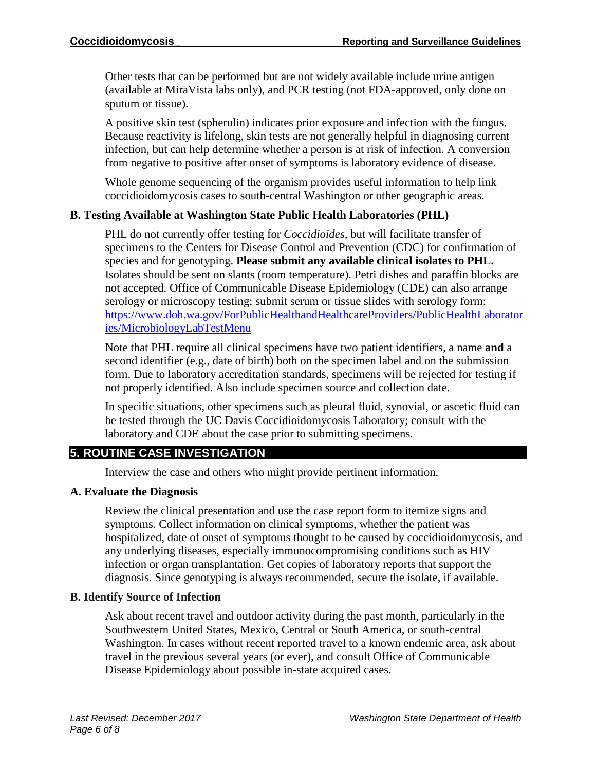Other tests that can be performed but are not widely available include urine antigen (available at MiraVista labs only), and PCR testing (not FDA-approved, only done on sputum or tissue).

A positive skin test (spherulin) indicates prior exposure and infection with the fungus. Because reactivity is lifelong, skin tests are not generally helpful in diagnosing current infection, but can help determine whether a person is at risk of infection. A conversion from negative to positive after onset of symptoms is laboratory evidence of disease.

Whole genome sequencing of the organism provides useful information to help link coccidioidomycosis cases to south-central Washington or other geographic areas.

### B. Testing Available at Washington State Public Health Laboratories (PHL)

PHL do not currently offer testing for *Coccidioides,* but will facilitate transfer of specimens to the Centers for Disease Control and Prevention (CDC) for confirmation of species and for genotyping. **Please submit any available clinical isolates to PHL.** Isolates should be sent on slants (room temperature). Petri dishes and paraffin blocks are not accepted. Office of Communicable Disease Epidemiology (CDE) can also arrange serology or microscopy testing; submit serum or tissue slides with serology form: [https://www.doh.wa.gov/ForPublicHealthandHealthcareProviders/PublicHealthLaboratories/MicrobiologyLabTestMenu](https://www.doh.wa.gov/ForPublicHealthandHealthcareProviders/PublicHealthLaboratories/MicrobiologyLabTestMenu)

Note that PHL require all clinical specimens have two patient identifiers, a name **and** a second identifier (e.g., date of birth) both on the specimen label and on the submission form. Due to laboratory accreditation standards, specimens will be rejected for testing if not properly identified. Also include specimen source and collection date.

In specific situations, other specimens such as pleural fluid, synovial, or ascetic fluid can be tested through the UC Davis Coccidioidomycosis Laboratory; consult with the laboratory and CDE about the case prior to submitting specimens.

## 5. ROUTINE CASE INVESTIGATION

Interview the case and others who might provide pertinent information.

### A. Evaluate the Diagnosis

Review the clinical presentation and use the case report form to itemize signs and symptoms. Collect information on clinical symptoms, whether the patient was hospitalized, date of onset of symptoms thought to be caused by coccidioidomycosis, and any underlying diseases, especially immunocompromising conditions such as HIV infection or organ transplantation. Get copies of laboratory reports that support the diagnosis. Since genotyping is always recommended, secure the isolate, if available.

### B. Identify Source of Infection

Ask about recent travel and outdoor activity during the past month, particularly in the Southwestern United States, Mexico, Central or South America, or south-central Washington. In cases without recent reported travel to a known endemic area, ask about travel in the previous several years (or ever), and consult Office of Communicable Disease Epidemiology about possible in-state acquired cases.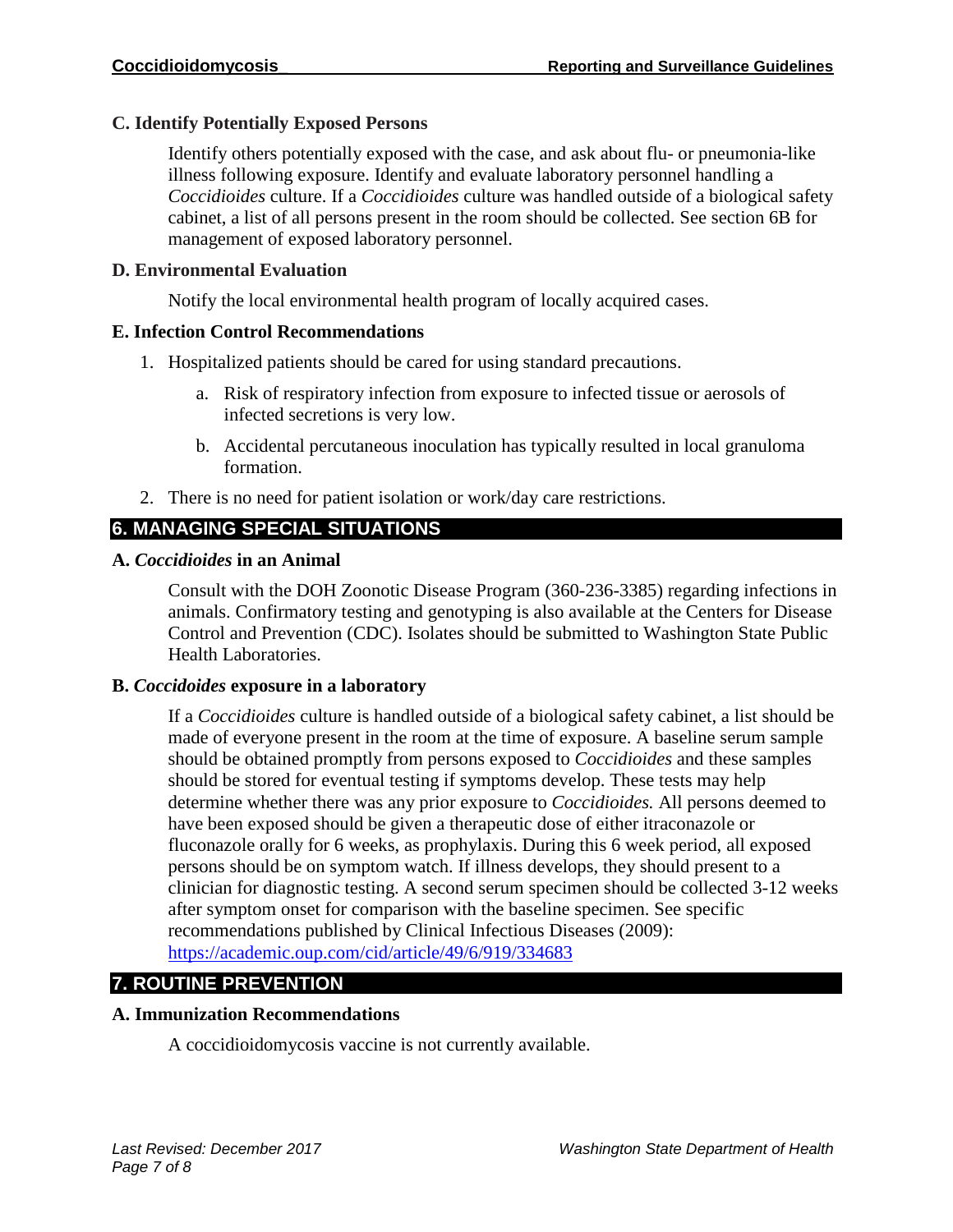### C. Identify Potentially Exposed Persons

Identify others potentially exposed with the case, and ask about flu- or pneumonia-like illness following exposure. Identify and evaluate laboratory personnel handling a *Coccidioides* culture. If a *Coccidioides* culture was handled outside of a biological safety cabinet, a list of all persons present in the room should be collected. See section 6B for management of exposed laboratory personnel.

### D. Environmental Evaluation

Notify the local environmental health program of locally acquired cases.

### E. Infection Control Recommendations

1. Hospitalized patients should be cared for using standard precautions.
    a. Risk of respiratory infection from exposure to infected tissue or aerosols of infected secretions is very low.
    b. Accidental percutaneous inoculation has typically resulted in local granuloma formation.
2. There is no need for patient isolation or work/day care restrictions.

## 6. MANAGING SPECIAL SITUATIONS

### A. *Coccidioides* in an Animal

Consult with the DOH Zoonotic Disease Program (360-236-3385) regarding infections in animals. Confirmatory testing and genotyping is also available at the Centers for Disease Control and Prevention (CDC). Isolates should be submitted to Washington State Public Health Laboratories.

### B. *Coccidoides* exposure in a laboratory

If a *Coccidioides* culture is handled outside of a biological safety cabinet, a list should be made of everyone present in the room at the time of exposure. A baseline serum sample should be obtained promptly from persons exposed to *Coccidioides* and these samples should be stored for eventual testing if symptoms develop. These tests may help determine whether there was any prior exposure to *Coccidioides.* All persons deemed to have been exposed should be given a therapeutic dose of either itraconazole or fluconazole orally for 6 weeks, as prophylaxis. During this 6 week period, all exposed persons should be on symptom watch. If illness develops, they should present to a clinician for diagnostic testing. A second serum specimen should be collected 3-12 weeks after symptom onset for comparison with the baseline specimen. See specific recommendations published by Clinical Infectious Diseases (2009): https://academic.oup.com/cid/article/49/6/919/334683

## 7. ROUTINE PREVENTION

### A. Immunization Recommendations

A coccidioidomycosis vaccine is not currently available.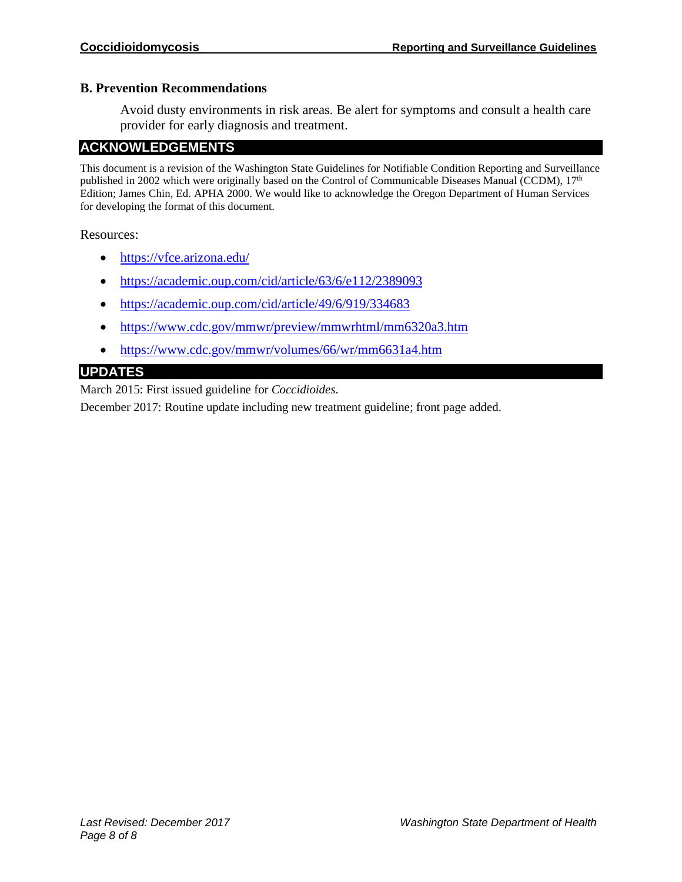### B. Prevention Recommendations

Avoid dusty environments in risk areas. Be alert for symptoms and consult a health care provider for early diagnosis and treatment.

## ACKNOWLEDGEMENTS

This document is a revision of the Washington State Guidelines for Notifiable Condition Reporting and Surveillance published in 2002 which were originally based on the Control of Communicable Diseases Manual (CCDM), 17th Edition; James Chin, Ed. APHA 2000. We would like to acknowledge the Oregon Department of Human Services for developing the format of this document.

Resources:

- https://vfce.arizona.edu/
- https://academic.oup.com/cid/article/63/6/e112/2389093
- https://academic.oup.com/cid/article/49/6/919/334683
- https://www.cdc.gov/mmwr/preview/mmwrhtml/mm6320a3.htm
- https://www.cdc.gov/mmwr/volumes/66/wr/mm6631a4.htm

## UPDATES

March 2015: First issued guideline for *Coccidioides*.

December 2017: Routine update including new treatment guideline; front page added.